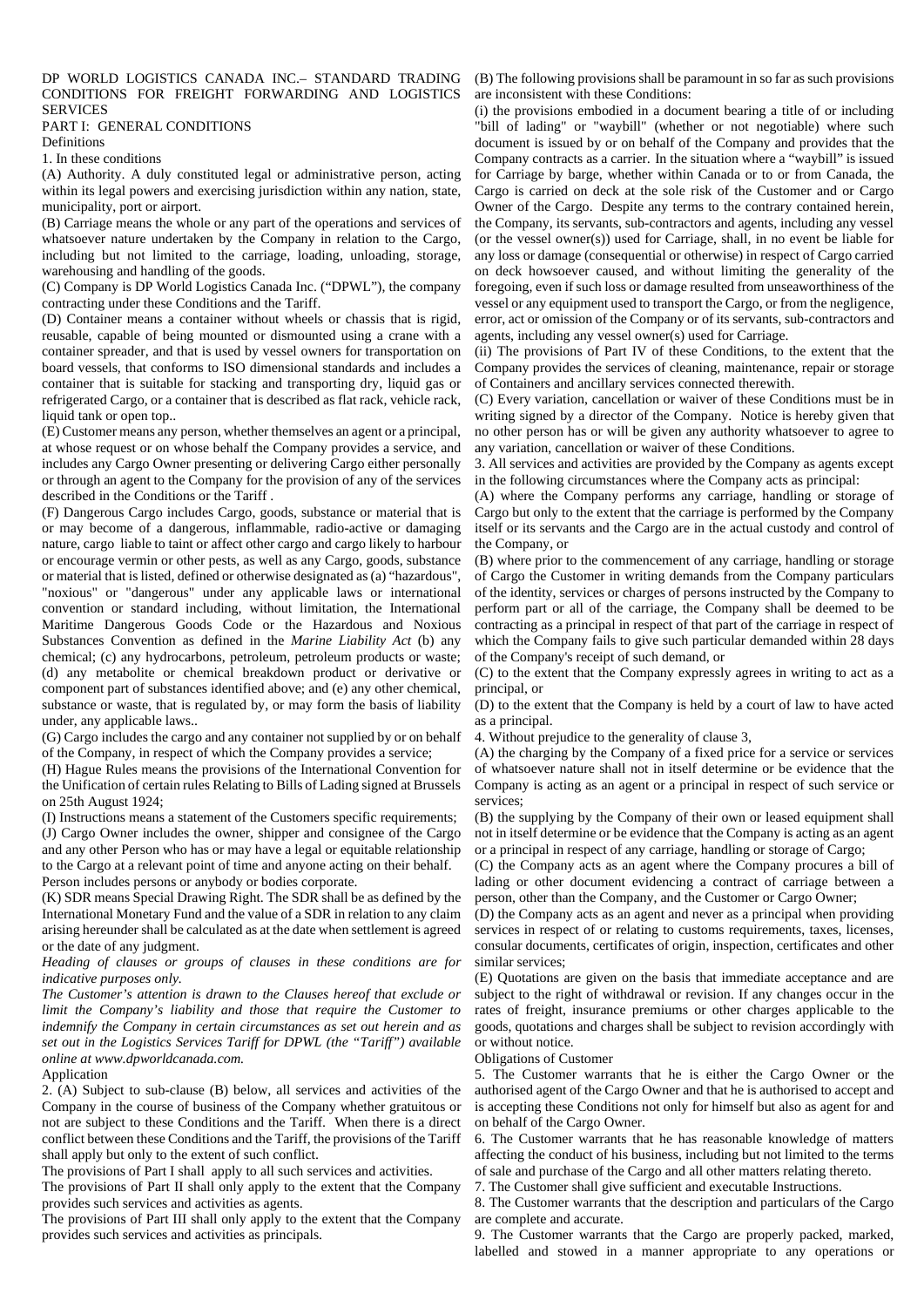# DP WORLD LOGISTICS CANADA INC.– STANDARD TRADING CONDITIONS FOR FREIGHT FORWARDING AND LOGISTICS SERVICES

## PART I: GENERAL CONDITIONS

### Definitions

1. In these conditions

(A) Authority. A duly constituted legal or administrative person, acting within its legal powers and exercising jurisdiction within any nation, state, municipality, port or airport.

(B) Carriage means the whole or any part of the operations and services of whatsoever nature undertaken by the Company in relation to the Cargo, including but not limited to the carriage, loading, unloading, storage, warehousing and handling of the goods.

(C) Company is DP World Logistics Canada Inc. ("DPWL"), the company contracting under these Conditions and the Tariff.

(D) Container means a container without wheels or chassis that is rigid, reusable, capable of being mounted or dismounted using a crane with a container spreader, and that is used by vessel owners for transportation on board vessels, that conforms to ISO dimensional standards and includes a container that is suitable for stacking and transporting dry, liquid gas or refrigerated Cargo, or a container that is described as flat rack, vehicle rack, liquid tank or open top..

(E) Customer means any person, whether themselves an agent or a principal, at whose request or on whose behalf the Company provides a service, and includes any Cargo Owner presenting or delivering Cargo either personally or through an agent to the Company for the provision of any of the services described in the Conditions or the Tariff .

(F) Dangerous Cargo includes Cargo, goods, substance or material that is or may become of a dangerous, inflammable, radio-active or damaging nature, cargo liable to taint or affect other cargo and cargo likely to harbour or encourage vermin or other pests, as well as any Cargo, goods, substance or material that is listed, defined or otherwise designated as (a) "hazardous", "noxious" or "dangerous" under any applicable laws or international convention or standard including, without limitation, the International Maritime Dangerous Goods Code or the Hazardous and Noxious Substances Convention as defined in the *Marine Liability Act* (b) any chemical; (c) any hydrocarbons, petroleum, petroleum products or waste; (d) any metabolite or chemical breakdown product or derivative or component part of substances identified above; and (e) any other chemical, substance or waste, that is regulated by, or may form the basis of liability under, any applicable laws..

(G) Cargo includes the cargo and any container not supplied by or on behalf of the Company, in respect of which the Company provides a service;

(H) Hague Rules means the provisions of the International Convention for the Unification of certain rules Relating to Bills of Lading signed at Brussels on 25th August 1924;

(I) Instructions means a statement of the Customers specific requirements;

(J) Cargo Owner includes the owner, shipper and consignee of the Cargo and any other Person who has or may have a legal or equitable relationship to the Cargo at a relevant point of time and anyone acting on their behalf.

Person includes persons or anybody or bodies corporate.

(K) SDR means Special Drawing Right. The SDR shall be as defined by the International Monetary Fund and the value of a SDR in relation to any claim arising hereunder shall be calculated as at the date when settlement is agreed or the date of any judgment.

*Heading of clauses or groups of clauses in these conditions are for indicative purposes only.*

*The Customer's attention is drawn to the Clauses hereof that exclude or limit the Company's liability and those that require the Customer to indemnify the Company in certain circumstances as set out herein and as set out in the Logistics Services Tariff for DPWL (the "Tariff") available online at www.dpworldcanada.com.*

### Application

2. (A) Subject to sub-clause (B) below, all services and activities of the Company in the course of business of the Company whether gratuitous or not are subject to these Conditions and the Tariff. When there is a direct conflict between these Conditions and the Tariff, the provisions of the Tariff shall apply but only to the extent of such conflict.

The provisions of Part I shall apply to all such services and activities.

The provisions of Part II shall only apply to the extent that the Company provides such services and activities as agents.

The provisions of Part III shall only apply to the extent that the Company provides such services and activities as principals.

(B) The following provisions shall be paramount in so far as such provisions are inconsistent with these Conditions:

(i) the provisions embodied in a document bearing a title of or including "bill of lading" or "waybill" (whether or not negotiable) where such document is issued by or on behalf of the Company and provides that the Company contracts as a carrier. In the situation where a "waybill" is issued for Carriage by barge, whether within Canada or to or from Canada, the Cargo is carried on deck at the sole risk of the Customer and or Cargo Owner of the Cargo. Despite any terms to the contrary contained herein, the Company, its servants, sub-contractors and agents, including any vessel (or the vessel owner(s)) used for Carriage, shall, in no event be liable for any loss or damage (consequential or otherwise) in respect of Cargo carried on deck howsoever caused, and without limiting the generality of the foregoing, even if such loss or damage resulted from unseaworthiness of the vessel or any equipment used to transport the Cargo, or from the negligence, error, act or omission of the Company or of its servants, sub-contractors and agents, including any vessel owner(s) used for Carriage.

(ii) The provisions of Part IV of these Conditions, to the extent that the Company provides the services of cleaning, maintenance, repair or storage of Containers and ancillary services connected therewith.

(C) Every variation, cancellation or waiver of these Conditions must be in writing signed by a director of the Company. Notice is hereby given that no other person has or will be given any authority whatsoever to agree to any variation, cancellation or waiver of these Conditions.

3. All services and activities are provided by the Company as agents except in the following circumstances where the Company acts as principal:

(A) where the Company performs any carriage, handling or storage of Cargo but only to the extent that the carriage is performed by the Company itself or its servants and the Cargo are in the actual custody and control of the Company, or

(B) where prior to the commencement of any carriage, handling or storage of Cargo the Customer in writing demands from the Company particulars of the identity, services or charges of persons instructed by the Company to perform part or all of the carriage, the Company shall be deemed to be contracting as a principal in respect of that part of the carriage in respect of which the Company fails to give such particular demanded within 28 days of the Company's receipt of such demand, or

(C) to the extent that the Company expressly agrees in writing to act as a principal, or

(D) to the extent that the Company is held by a court of law to have acted as a principal.

4. Without prejudice to the generality of clause 3,

(A) the charging by the Company of a fixed price for a service or services of whatsoever nature shall not in itself determine or be evidence that the Company is acting as an agent or a principal in respect of such service or services;

(B) the supplying by the Company of their own or leased equipment shall not in itself determine or be evidence that the Company is acting as an agent or a principal in respect of any carriage, handling or storage of Cargo;

(C) the Company acts as an agent where the Company procures a bill of lading or other document evidencing a contract of carriage between a person, other than the Company, and the Customer or Cargo Owner;

(D) the Company acts as an agent and never as a principal when providing services in respect of or relating to customs requirements, taxes, licenses, consular documents, certificates of origin, inspection, certificates and other similar services;

(E) Quotations are given on the basis that immediate acceptance and are subject to the right of withdrawal or revision. If any changes occur in the rates of freight, insurance premiums or other charges applicable to the goods, quotations and charges shall be subject to revision accordingly with or without notice.

### Obligations of Customer

5. The Customer warrants that he is either the Cargo Owner or the authorised agent of the Cargo Owner and that he is authorised to accept and is accepting these Conditions not only for himself but also as agent for and on behalf of the Cargo Owner.

6. The Customer warrants that he has reasonable knowledge of matters affecting the conduct of his business, including but not limited to the terms of sale and purchase of the Cargo and all other matters relating thereto.

7. The Customer shall give sufficient and executable Instructions.

8. The Customer warrants that the description and particulars of the Cargo are complete and accurate.

9. The Customer warrants that the Cargo are properly packed, marked, labelled and stowed in a manner appropriate to any operations or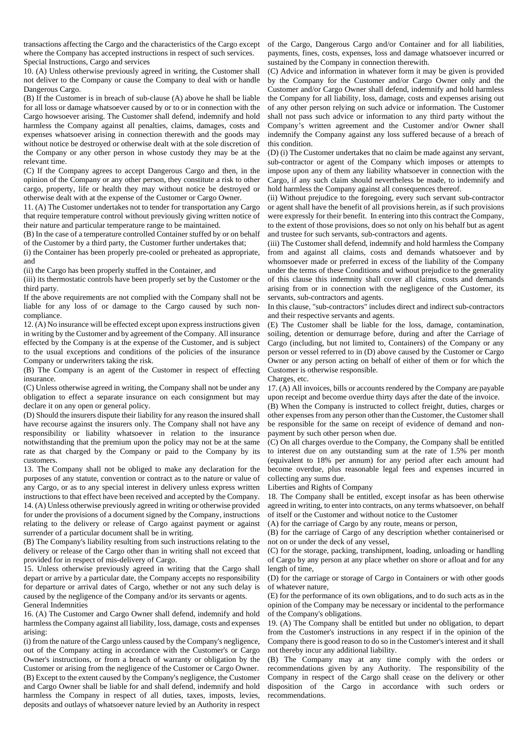transactions affecting the Cargo and the characteristics of the Cargo except where the Company has accepted instructions in respect of such services.

Special Instructions, Cargo and services

10. (A) Unless otherwise previously agreed in writing, the Customer shall not deliver to the Company or cause the Company to deal with or handle Dangerous Cargo.

(B) If the Customer is in breach of sub-clause (A) above he shall be liable for all loss or damage whatsoever caused by or to or in connection with the Cargo howsoever arising. The Customer shall defend, indemnify and hold harmless the Company against all penalties, claims, damages, costs and expenses whatsoever arising in connection therewith and the goods may without notice be destroyed or otherwise dealt with at the sole discretion of the Company or any other person in whose custody they may be at the relevant time.

(C) If the Company agrees to accept Dangerous Cargo and then, in the opinion of the Company or any other person, they constitute a risk to other cargo, property, life or health they may without notice be destroyed or otherwise dealt with at the expense of the Customer or Cargo Owner.

11. (A) The Customer undertakes not to tender for transportation any Cargo that require temperature control without previously giving written notice of their nature and particular temperature range to be maintained.

(B) In the case of a temperature controlled Container stuffed by or on behalf of the Customer by a third party, the Customer further undertakes that;

(i) the Container has been properly pre-cooled or preheated as appropriate, and

(ii) the Cargo has been properly stuffed in the Container, and

(iii) its thermostatic controls have been properly set by the Customer or the third party.

If the above requirements are not complied with the Company shall not be liable for any loss of or damage to the Cargo caused by such non-compliance.

12. (A) No insurance will be effected except upon express instructions given in writing by the Customer and by agreement of the Company. All insurance effected by the Company is at the expense of the Customer, and is subject to the usual exceptions and conditions of the policies of the insurance Company or underwriters taking the risk.

(B) The Company is an agent of the Customer in respect of effecting insurance.

(C) Unless otherwise agreed in writing, the Company shall not be under any obligation to effect a separate insurance on each consignment but may declare it on any open or general policy.

(D) Should the insurers dispute their liability for any reason the insured shall have recourse against the insurers only. The Company shall not have any responsibility or liability whatsoever in relation to the insurance notwithstanding that the premium upon the policy may not be at the same rate as that charged by the Company or paid to the Company by its customers.

13. The Company shall not be obliged to make any declaration for the purposes of any statute, convention or contract as to the nature or value of any Cargo, or as to any special interest in delivery unless express written instructions to that effect have been received and accepted by the Company.

14. (A) Unless otherwise previously agreed in writing or otherwise provided for under the provisions of a document signed by the Company, instructions relating to the delivery or release of Cargo against payment or against surrender of a particular document shall be in writing.

(B) The Company's liability resulting from such instructions relating to the delivery or release of the Cargo other than in writing shall not exceed that provided for in respect of mis-delivery of Cargo.

15. Unless otherwise previously agreed in writing that the Cargo shall depart or arrive by a particular date, the Company accepts no responsibility for departure or arrival dates of Cargo, whether or not any such delay is caused by the negligence of the Company and/or its servants or agents.

General Indemnities

16. (A) The Customer and Cargo Owner shall defend, indemnify and hold harmless the Company against all liability, loss, damage, costs and expenses arising:

(i) from the nature of the Cargo unless caused by the Company's negligence, out of the Company acting in accordance with the Customer's or Cargo Owner's instructions, or from a breach of warranty or obligation by the Customer or arising from the negligence of the Customer or Cargo Owner.

(B) Except to the extent caused by the Company's negligence, the Customer and Cargo Owner shall be liable for and shall defend, indemnify and hold harmless the Company in respect of all duties, taxes, imposts, levies, deposits and outlays of whatsoever nature levied by an Authority in respect of the Cargo, Dangerous Cargo and/or Container and for all liabilities, payments, fines, costs, expenses, loss and damage whatsoever incurred or sustained by the Company in connection therewith.

(C) Advice and information in whatever form it may be given is provided by the Company for the Customer and/or Cargo Owner only and the Customer and/or Cargo Owner shall defend, indemnify and hold harmless the Company for all liability, loss, damage, costs and expenses arising out of any other person relying on such advice or information. The Customer shall not pass such advice or information to any third party without the Company's written agreement and the Customer and/or Owner shall indemnify the Company against any loss suffered because of a breach of this condition.

(D) (i) The Customer undertakes that no claim be made against any servant, sub-contractor or agent of the Company which imposes or attempts to impose upon any of them any liability whatsoever in connection with the Cargo, if any such claim should nevertheless be made, to indemnify and hold harmless the Company against all consequences thereof.

(ii) Without prejudice to the foregoing, every such servant sub-contractor or agent shall have the benefit of all provisions herein, as if such provisions were expressly for their benefit. In entering into this contract the Company, to the extent of those provisions, does so not only on his behalf but as agent and trustee for such servants, sub-contractors and agents.

(iii) The Customer shall defend, indemnify and hold harmless the Company from and against all claims, costs and demands whatsoever and by whomsoever made or preferred in excess of the liability of the Company under the terms of these Conditions and without prejudice to the generality of this clause this indemnity shall cover all claims, costs and demands arising from or in connection with the negligence of the Customer, its servants, sub-contractors and agents.

In this clause, "sub-contractors" includes direct and indirect sub-contractors and their respective servants and agents.

(E) The Customer shall be liable for the loss, damage, contamination, soiling, detention or demurrage before, during and after the Carriage of Cargo (including, but not limited to, Containers) of the Company or any person or vessel referred to in (D) above caused by the Customer or Cargo Owner or any person acting on behalf of either of them or for which the Customer is otherwise responsible.

Charges, etc.

17. (A) All invoices, bills or accounts rendered by the Company are payable upon receipt and become overdue thirty days after the date of the invoice.

(B) When the Company is instructed to collect freight, duties, charges or other expenses from any person other than the Customer, the Customer shall be responsible for the same on receipt of evidence of demand and non-payment by such other person when due.

(C) On all charges overdue to the Company, the Company shall be entitled to interest due on any outstanding sum at the rate of 1.5% per month (equivalent to 18% per annum) for any period after each amount had become overdue, plus reasonable legal fees and expenses incurred in collecting any sums due.

Liberties and Rights of Company

18. The Company shall be entitled, except insofar as has been otherwise agreed in writing, to enter into contracts, on any terms whatsoever, on behalf of itself or the Customer and without notice to the Customer

(A) for the carriage of Cargo by any route, means or person,

(B) for the carriage of Cargo of any description whether containerised or not on or under the deck of any vessel,

(C) for the storage, packing, transhipment, loading, unloading or handling of Cargo by any person at any place whether on shore or afloat and for any length of time,

(D) for the carriage or storage of Cargo in Containers or with other goods of whatever nature,

(E) for the performance of its own obligations, and to do such acts as in the opinion of the Company may be necessary or incidental to the performance of the Company's obligations.

19. (A) The Company shall be entitled but under no obligation, to depart from the Customer's instructions in any respect if in the opinion of the Company there is good reason to do so in the Customer's interest and it shall not thereby incur any additional liability.

(B) The Company may at any time comply with the orders or recommendations given by any Authority. The responsibility of the Company in respect of the Cargo shall cease on the delivery or other disposition of the Cargo in accordance with such orders or recommendations.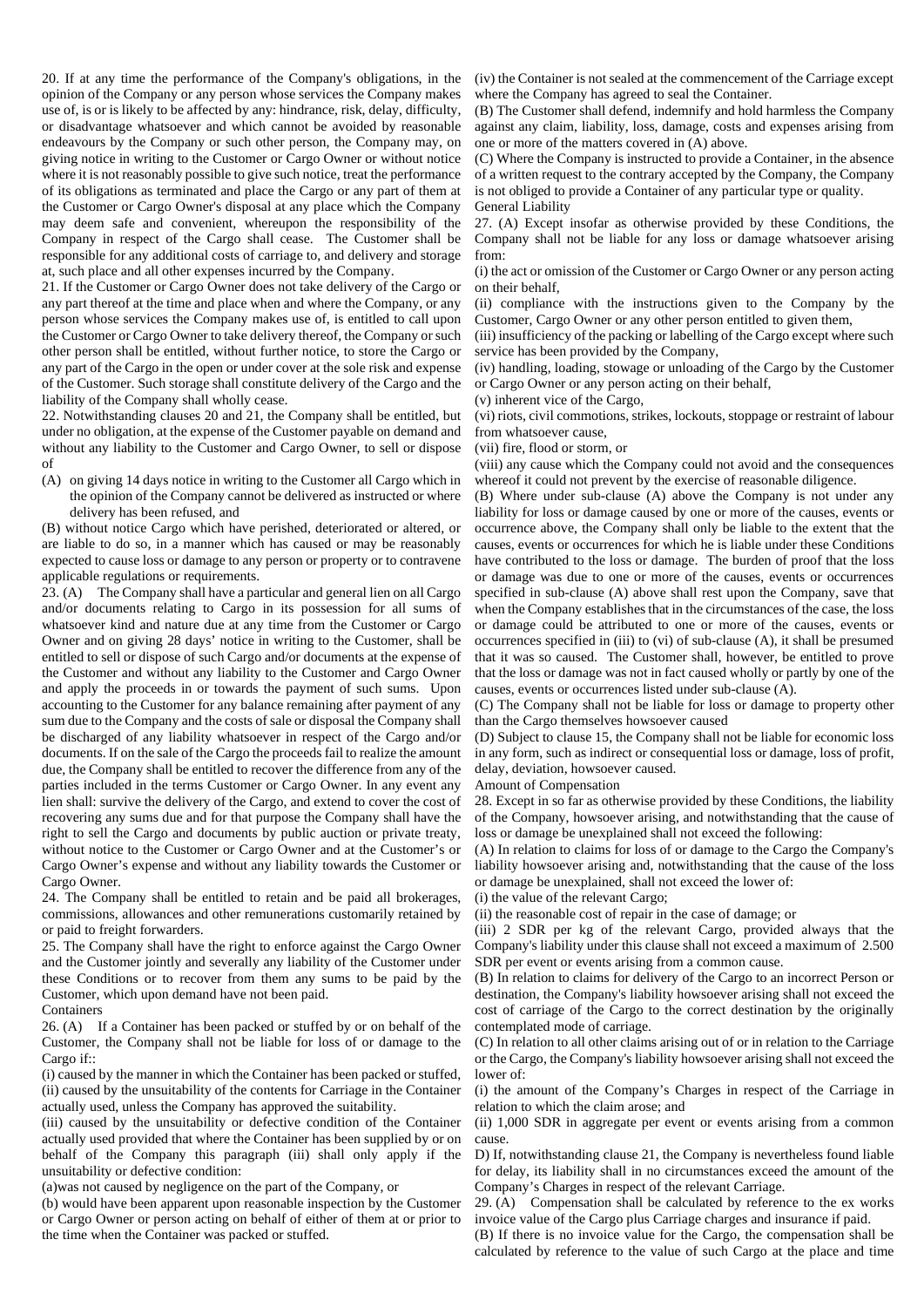20. If at any time the performance of the Company's obligations, in the opinion of the Company or any person whose services the Company makes use of, is or is likely to be affected by any: hindrance, risk, delay, difficulty, or disadvantage whatsoever and which cannot be avoided by reasonable endeavours by the Company or such other person, the Company may, on giving notice in writing to the Customer or Cargo Owner or without notice where it is not reasonably possible to give such notice, treat the performance of its obligations as terminated and place the Cargo or any part of them at the Customer or Cargo Owner's disposal at any place which the Company may deem safe and convenient, whereupon the responsibility of the Company in respect of the Cargo shall cease. The Customer shall be responsible for any additional costs of carriage to, and delivery and storage at, such place and all other expenses incurred by the Company.

21. If the Customer or Cargo Owner does not take delivery of the Cargo or any part thereof at the time and place when and where the Company, or any person whose services the Company makes use of, is entitled to call upon the Customer or Cargo Owner to take delivery thereof, the Company or such other person shall be entitled, without further notice, to store the Cargo or any part of the Cargo in the open or under cover at the sole risk and expense of the Customer. Such storage shall constitute delivery of the Cargo and the liability of the Company shall wholly cease.

22. Notwithstanding clauses 20 and 21, the Company shall be entitled, but under no obligation, at the expense of the Customer payable on demand and without any liability to the Customer and Cargo Owner, to sell or dispose of

(A) on giving 14 days notice in writing to the Customer all Cargo which in the opinion of the Company cannot be delivered as instructed or where delivery has been refused, and

(B) without notice Cargo which have perished, deteriorated or altered, or are liable to do so, in a manner which has caused or may be reasonably expected to cause loss or damage to any person or property or to contravene applicable regulations or requirements.

23. (A) The Company shall have a particular and general lien on all Cargo and/or documents relating to Cargo in its possession for all sums of whatsoever kind and nature due at any time from the Customer or Cargo Owner and on giving 28 days' notice in writing to the Customer, shall be entitled to sell or dispose of such Cargo and/or documents at the expense of the Customer and without any liability to the Customer and Cargo Owner and apply the proceeds in or towards the payment of such sums. Upon accounting to the Customer for any balance remaining after payment of any sum due to the Company and the costs of sale or disposal the Company shall be discharged of any liability whatsoever in respect of the Cargo and/or documents. If on the sale of the Cargo the proceeds fail to realize the amount due, the Company shall be entitled to recover the difference from any of the parties included in the terms Customer or Cargo Owner. In any event any lien shall: survive the delivery of the Cargo, and extend to cover the cost of recovering any sums due and for that purpose the Company shall have the right to sell the Cargo and documents by public auction or private treaty, without notice to the Customer or Cargo Owner and at the Customer's or Cargo Owner's expense and without any liability towards the Customer or Cargo Owner.

24. The Company shall be entitled to retain and be paid all brokerages, commissions, allowances and other remunerations customarily retained by or paid to freight forwarders.

25. The Company shall have the right to enforce against the Cargo Owner and the Customer jointly and severally any liability of the Customer under these Conditions or to recover from them any sums to be paid by the Customer, which upon demand have not been paid.

Containers

26. (A) If a Container has been packed or stuffed by or on behalf of the Customer, the Company shall not be liable for loss of or damage to the Cargo if::

(i) caused by the manner in which the Container has been packed or stuffed,
(ii) caused by the unsuitability of the contents for Carriage in the Container actually used, unless the Company has approved the suitability.
(iii) caused by the unsuitability or defective condition of the Container actually used provided that where the Container has been supplied by or on behalf of the Company this paragraph (iii) shall only apply if the unsuitability or defective condition:
(a)was not caused by negligence on the part of the Company, or
(b) would have been apparent upon reasonable inspection by the Customer or Cargo Owner or person acting on behalf of either of them at or prior to the time when the Container was packed or stuffed.
(iv) the Container is not sealed at the commencement of the Carriage except where the Company has agreed to seal the Container.

(B) The Customer shall defend, indemnify and hold harmless the Company against any claim, liability, loss, damage, costs and expenses arising from one or more of the matters covered in (A) above.

(C) Where the Company is instructed to provide a Container, in the absence of a written request to the contrary accepted by the Company, the Company is not obliged to provide a Container of any particular type or quality.

General Liability

27. (A) Except insofar as otherwise provided by these Conditions, the Company shall not be liable for any loss or damage whatsoever arising from:

(i) the act or omission of the Customer or Cargo Owner or any person acting on their behalf,
(ii) compliance with the instructions given to the Company by the Customer, Cargo Owner or any other person entitled to given them,
(iii) insufficiency of the packing or labelling of the Cargo except where such service has been provided by the Company,
(iv) handling, loading, stowage or unloading of the Cargo by the Customer or Cargo Owner or any person acting on their behalf,
(v) inherent vice of the Cargo,
(vi) riots, civil commotions, strikes, lockouts, stoppage or restraint of labour from whatsoever cause,
(vii) fire, flood or storm, or
(viii) any cause which the Company could not avoid and the consequences whereof it could not prevent by the exercise of reasonable diligence.

(B) Where under sub-clause (A) above the Company is not under any liability for loss or damage caused by one or more of the causes, events or occurrence above, the Company shall only be liable to the extent that the causes, events or occurrences for which he is liable under these Conditions have contributed to the loss or damage. The burden of proof that the loss or damage was due to one or more of the causes, events or occurrences specified in sub-clause (A) above shall rest upon the Company, save that when the Company establishes that in the circumstances of the case, the loss or damage could be attributed to one or more of the causes, events or occurrences specified in (iii) to (vi) of sub-clause (A), it shall be presumed that it was so caused. The Customer shall, however, be entitled to prove that the loss or damage was not in fact caused wholly or partly by one of the causes, events or occurrences listed under sub-clause (A).

(C) The Company shall not be liable for loss or damage to property other than the Cargo themselves howsoever caused

(D) Subject to clause 15, the Company shall not be liable for economic loss in any form, such as indirect or consequential loss or damage, loss of profit, delay, deviation, howsoever caused.

Amount of Compensation

28. Except in so far as otherwise provided by these Conditions, the liability of the Company, howsoever arising, and notwithstanding that the cause of loss or damage be unexplained shall not exceed the following:

(A) In relation to claims for loss of or damage to the Cargo the Company's liability howsoever arising and, notwithstanding that the cause of the loss or damage be unexplained, shall not exceed the lower of:

(i) the value of the relevant Cargo;
(ii) the reasonable cost of repair in the case of damage; or
(iii) 2 SDR per kg of the relevant Cargo, provided always that the Company's liability under this clause shall not exceed a maximum of 2.500 SDR per event or events arising from a common cause.

(B) In relation to claims for delivery of the Cargo to an incorrect Person or destination, the Company's liability howsoever arising shall not exceed the cost of carriage of the Cargo to the correct destination by the originally contemplated mode of carriage.

(C) In relation to all other claims arising out of or in relation to the Carriage or the Cargo, the Company's liability howsoever arising shall not exceed the lower of:

(i) the amount of the Company's Charges in respect of the Carriage in relation to which the claim arose; and
(ii) 1,000 SDR in aggregate per event or events arising from a common cause.

D) If, notwithstanding clause 21, the Company is nevertheless found liable for delay, its liability shall in no circumstances exceed the amount of the Company's Charges in respect of the relevant Carriage.

29. (A) Compensation shall be calculated by reference to the ex works invoice value of the Cargo plus Carriage charges and insurance if paid.

(B) If there is no invoice value for the Cargo, the compensation shall be calculated by reference to the value of such Cargo at the place and time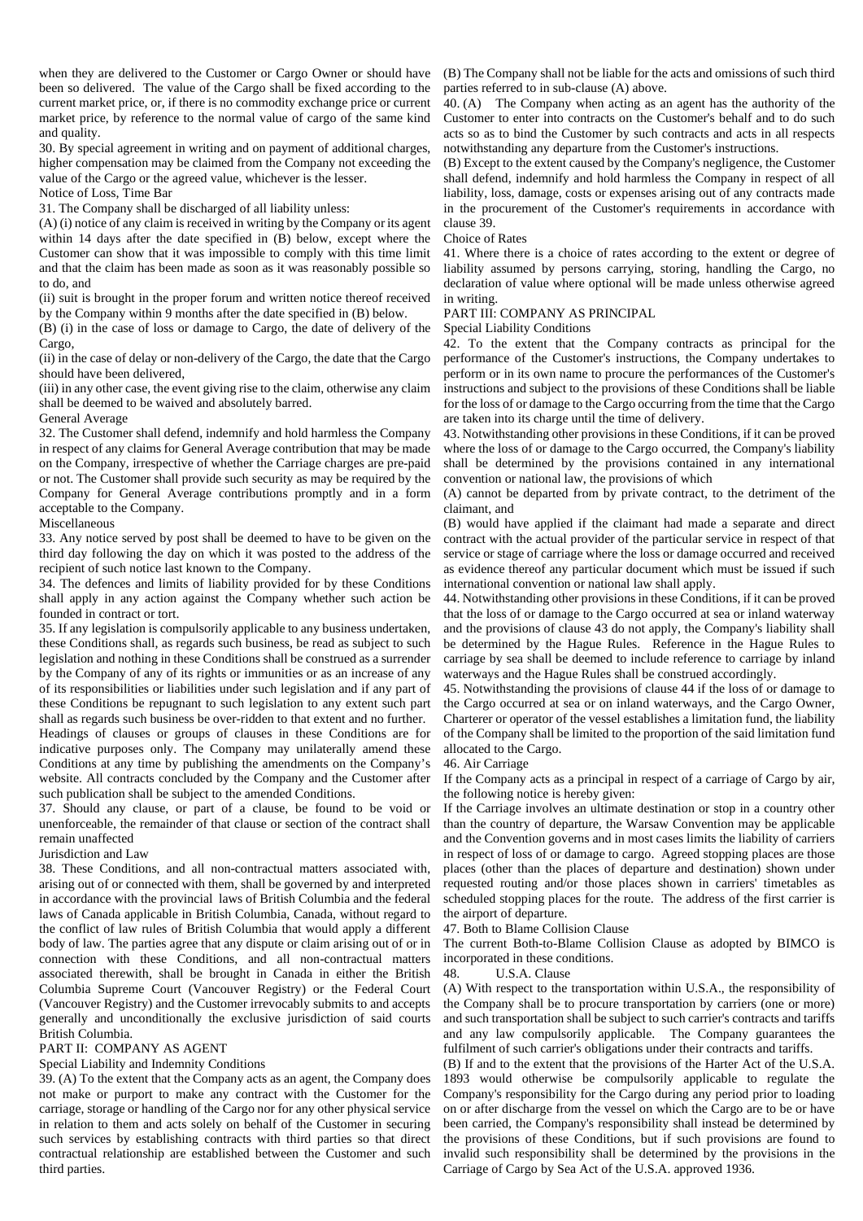when they are delivered to the Customer or Cargo Owner or should have been so delivered. The value of the Cargo shall be fixed according to the current market price, or, if there is no commodity exchange price or current market price, by reference to the normal value of cargo of the same kind and quality.

30. By special agreement in writing and on payment of additional charges, higher compensation may be claimed from the Company not exceeding the value of the Cargo or the agreed value, whichever is the lesser.

Notice of Loss, Time Bar

31. The Company shall be discharged of all liability unless:

(A) (i) notice of any claim is received in writing by the Company or its agent within 14 days after the date specified in (B) below, except where the Customer can show that it was impossible to comply with this time limit and that the claim has been made as soon as it was reasonably possible so to do, and

(ii) suit is brought in the proper forum and written notice thereof received by the Company within 9 months after the date specified in (B) below.

(B) (i) in the case of loss or damage to Cargo, the date of delivery of the Cargo,

(ii) in the case of delay or non-delivery of the Cargo, the date that the Cargo should have been delivered,

(iii) in any other case, the event giving rise to the claim, otherwise any claim shall be deemed to be waived and absolutely barred.

General Average

32. The Customer shall defend, indemnify and hold harmless the Company in respect of any claims for General Average contribution that may be made on the Company, irrespective of whether the Carriage charges are pre-paid or not. The Customer shall provide such security as may be required by the Company for General Average contributions promptly and in a form acceptable to the Company.

Miscellaneous

33. Any notice served by post shall be deemed to have to be given on the third day following the day on which it was posted to the address of the recipient of such notice last known to the Company.

34. The defences and limits of liability provided for by these Conditions shall apply in any action against the Company whether such action be founded in contract or tort.

35. If any legislation is compulsorily applicable to any business undertaken, these Conditions shall, as regards such business, be read as subject to such legislation and nothing in these Conditions shall be construed as a surrender by the Company of any of its rights or immunities or as an increase of any of its responsibilities or liabilities under such legislation and if any part of these Conditions be repugnant to such legislation to any extent such part shall as regards such business be over-ridden to that extent and no further.

Headings of clauses or groups of clauses in these Conditions are for indicative purposes only. The Company may unilaterally amend these Conditions at any time by publishing the amendments on the Company's website. All contracts concluded by the Company and the Customer after such publication shall be subject to the amended Conditions.

37. Should any clause, or part of a clause, be found to be void or unenforceable, the remainder of that clause or section of the contract shall remain unaffected

Jurisdiction and Law

38. These Conditions, and all non-contractual matters associated with, arising out of or connected with them, shall be governed by and interpreted in accordance with the provincial laws of British Columbia and the federal laws of Canada applicable in British Columbia, Canada, without regard to the conflict of law rules of British Columbia that would apply a different body of law. The parties agree that any dispute or claim arising out of or in connection with these Conditions, and all non-contractual matters associated therewith, shall be brought in Canada in either the British Columbia Supreme Court (Vancouver Registry) or the Federal Court (Vancouver Registry) and the Customer irrevocably submits to and accepts generally and unconditionally the exclusive jurisdiction of said courts British Columbia.

PART II: COMPANY AS AGENT

Special Liability and Indemnity Conditions

39. (A) To the extent that the Company acts as an agent, the Company does not make or purport to make any contract with the Customer for the carriage, storage or handling of the Cargo nor for any other physical service in relation to them and acts solely on behalf of the Customer in securing such services by establishing contracts with third parties so that direct contractual relationship are established between the Customer and such third parties.

(B) The Company shall not be liable for the acts and omissions of such third parties referred to in sub-clause (A) above.

40. (A) The Company when acting as an agent has the authority of the Customer to enter into contracts on the Customer's behalf and to do such acts so as to bind the Customer by such contracts and acts in all respects notwithstanding any departure from the Customer's instructions.

(B) Except to the extent caused by the Company's negligence, the Customer shall defend, indemnify and hold harmless the Company in respect of all liability, loss, damage, costs or expenses arising out of any contracts made in the procurement of the Customer's requirements in accordance with clause 39.

Choice of Rates

41. Where there is a choice of rates according to the extent or degree of liability assumed by persons carrying, storing, handling the Cargo, no declaration of value where optional will be made unless otherwise agreed in writing.

PART III: COMPANY AS PRINCIPAL

Special Liability Conditions

42. To the extent that the Company contracts as principal for the performance of the Customer's instructions, the Company undertakes to perform or in its own name to procure the performances of the Customer's instructions and subject to the provisions of these Conditions shall be liable for the loss of or damage to the Cargo occurring from the time that the Cargo are taken into its charge until the time of delivery.

43. Notwithstanding other provisions in these Conditions, if it can be proved where the loss of or damage to the Cargo occurred, the Company's liability shall be determined by the provisions contained in any international convention or national law, the provisions of which

(A) cannot be departed from by private contract, to the detriment of the claimant, and

(B) would have applied if the claimant had made a separate and direct contract with the actual provider of the particular service in respect of that service or stage of carriage where the loss or damage occurred and received as evidence thereof any particular document which must be issued if such international convention or national law shall apply.

44. Notwithstanding other provisions in these Conditions, if it can be proved that the loss of or damage to the Cargo occurred at sea or inland waterway and the provisions of clause 43 do not apply, the Company's liability shall be determined by the Hague Rules. Reference in the Hague Rules to carriage by sea shall be deemed to include reference to carriage by inland waterways and the Hague Rules shall be construed accordingly.

45. Notwithstanding the provisions of clause 44 if the loss of or damage to the Cargo occurred at sea or on inland waterways, and the Cargo Owner, Charterer or operator of the vessel establishes a limitation fund, the liability of the Company shall be limited to the proportion of the said limitation fund allocated to the Cargo.

46. Air Carriage

If the Company acts as a principal in respect of a carriage of Cargo by air, the following notice is hereby given:

If the Carriage involves an ultimate destination or stop in a country other than the country of departure, the Warsaw Convention may be applicable and the Convention governs and in most cases limits the liability of carriers in respect of loss of or damage to cargo. Agreed stopping places are those places (other than the places of departure and destination) shown under requested routing and/or those places shown in carriers' timetables as scheduled stopping places for the route. The address of the first carrier is the airport of departure.

47. Both to Blame Collision Clause

The current Both-to-Blame Collision Clause as adopted by BIMCO is incorporated in these conditions.

48. U.S.A. Clause

(A) With respect to the transportation within U.S.A., the responsibility of the Company shall be to procure transportation by carriers (one or more) and such transportation shall be subject to such carrier's contracts and tariffs and any law compulsorily applicable. The Company guarantees the fulfilment of such carrier's obligations under their contracts and tariffs.

(B) If and to the extent that the provisions of the Harter Act of the U.S.A. 1893 would otherwise be compulsorily applicable to regulate the Company's responsibility for the Cargo during any period prior to loading on or after discharge from the vessel on which the Cargo are to be or have been carried, the Company's responsibility shall instead be determined by the provisions of these Conditions, but if such provisions are found to invalid such responsibility shall be determined by the provisions in the Carriage of Cargo by Sea Act of the U.S.A. approved 1936.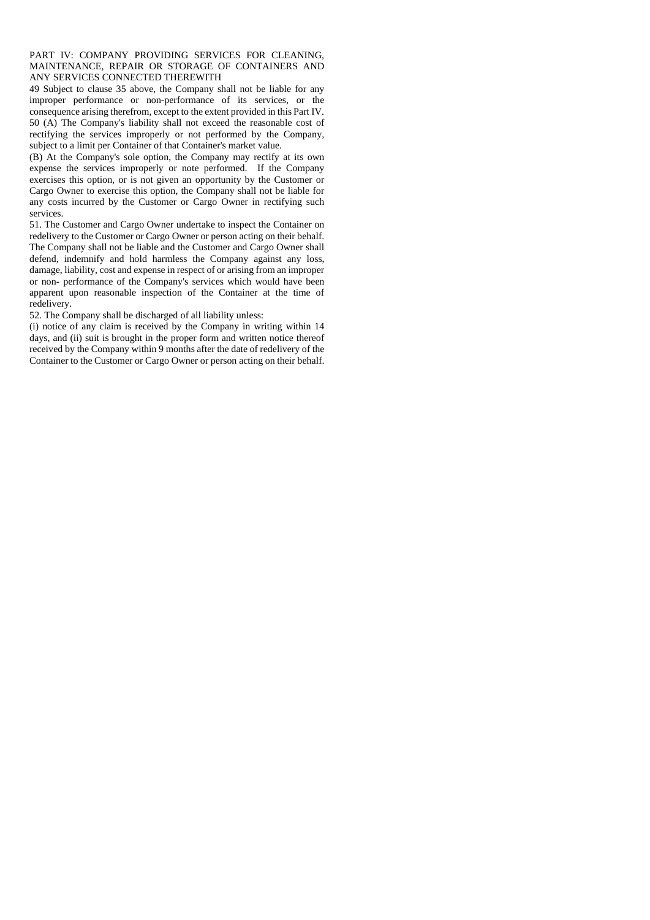PART IV: COMPANY PROVIDING SERVICES FOR CLEANING, MAINTENANCE, REPAIR OR STORAGE OF CONTAINERS AND ANY SERVICES CONNECTED THEREWITH

49 Subject to clause 35 above, the Company shall not be liable for any improper performance or non-performance of its services, or the consequence arising therefrom, except to the extent provided in this Part IV.

50 (A) The Company's liability shall not exceed the reasonable cost of rectifying the services improperly or not performed by the Company, subject to a limit per Container of that Container's market value.

(B) At the Company's sole option, the Company may rectify at its own expense the services improperly or note performed. If the Company exercises this option, or is not given an opportunity by the Customer or Cargo Owner to exercise this option, the Company shall not be liable for any costs incurred by the Customer or Cargo Owner in rectifying such services.

51. The Customer and Cargo Owner undertake to inspect the Container on redelivery to the Customer or Cargo Owner or person acting on their behalf. The Company shall not be liable and the Customer and Cargo Owner shall defend, indemnify and hold harmless the Company against any loss, damage, liability, cost and expense in respect of or arising from an improper or non- performance of the Company's services which would have been apparent upon reasonable inspection of the Container at the time of redelivery.

52. The Company shall be discharged of all liability unless:

(i) notice of any claim is received by the Company in writing within 14 days, and (ii) suit is brought in the proper form and written notice thereof received by the Company within 9 months after the date of redelivery of the Container to the Customer or Cargo Owner or person acting on their behalf.